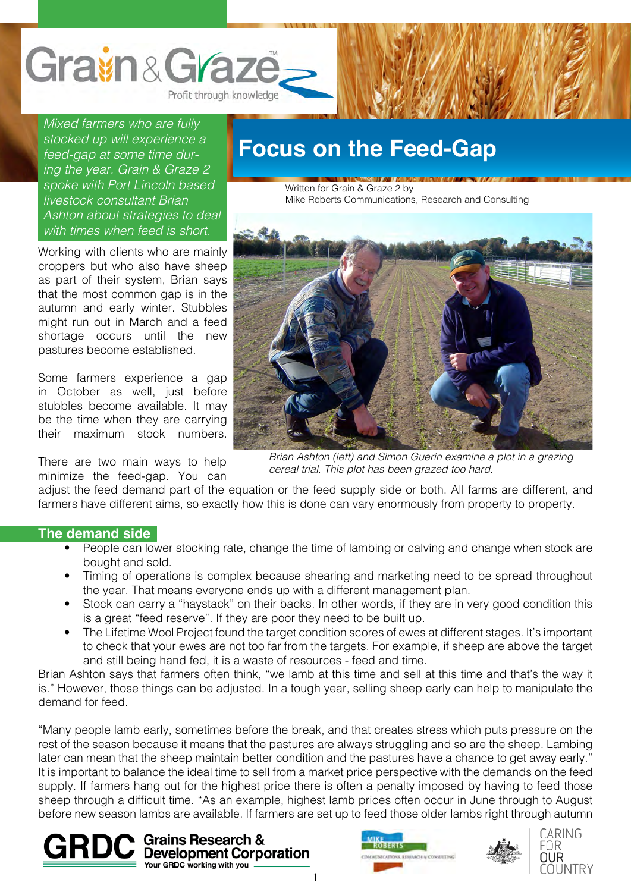Grain & Graze™

Profit through knowledge

# Focus on the Feed-Gap

*Mixed farmers who are fully stocked up will experience a feed-gap at some time during the year. Grain & Graze 2 spoke with Port Lincoln based livestock consultant Brian Ashton about strategies to deal with times when feed is short.*

Written for Grain & Graze 2 by
Mike Roberts Communications, Research and Consulting

Working with clients who are mainly croppers but who also have sheep as part of their system, Brian says that the most common gap is in the autumn and early winter. Stubbles might run out in March and a feed shortage occurs until the new pastures become established.

Some farmers experience a gap in October as well, just before stubbles become available. It may be the time when they are carrying their maximum stock numbers.

*Brian Ashton (left) and Simon Guerin examine a plot in a grazing cereal trial. This plot has been grazed too hard.*

There are two main ways to help minimize the feed-gap. You can adjust the feed demand part of the equation or the feed supply side or both. All farms are different, and farmers have different aims, so exactly how this is done can vary enormously from property to property.

## The demand side

- People can lower stocking rate, change the time of lambing or calving and change when stock are bought and sold.
- Timing of operations is complex because shearing and marketing need to be spread throughout the year. That means everyone ends up with a different management plan.
- Stock can carry a "haystack" on their backs. In other words, if they are in very good condition this is a great "feed reserve". If they are poor they need to be built up.
- The Lifetime Wool Project found the target condition scores of ewes at different stages. It's important to check that your ewes are not too far from the targets. For example, if sheep are above the target and still being hand fed, it is a waste of resources - feed and time.

Brian Ashton says that farmers often think, "we lamb at this time and sell at this time and that's the way it is." However, those things can be adjusted. In a tough year, selling sheep early can help to manipulate the demand for feed.

"Many people lamb early, sometimes before the break, and that creates stress which puts pressure on the rest of the season because it means that the pastures are always struggling and so are the sheep. Lambing later can mean that the sheep maintain better condition and the pastures have a chance to get away early." It is important to balance the ideal time to sell from a market price perspective with the demands on the feed supply. If farmers hang out for the highest price there is often a penalty imposed by having to feed those sheep through a difficult time. "As an example, highest lamb prices often occur in June through to August before new season lambs are available. If farmers are set up to feed those older lambs right through autumn

GRDC Grains Research & Development Corporation — Your GRDC working with you

Mike Roberts Communications, Research & Consulting

Caring for our Country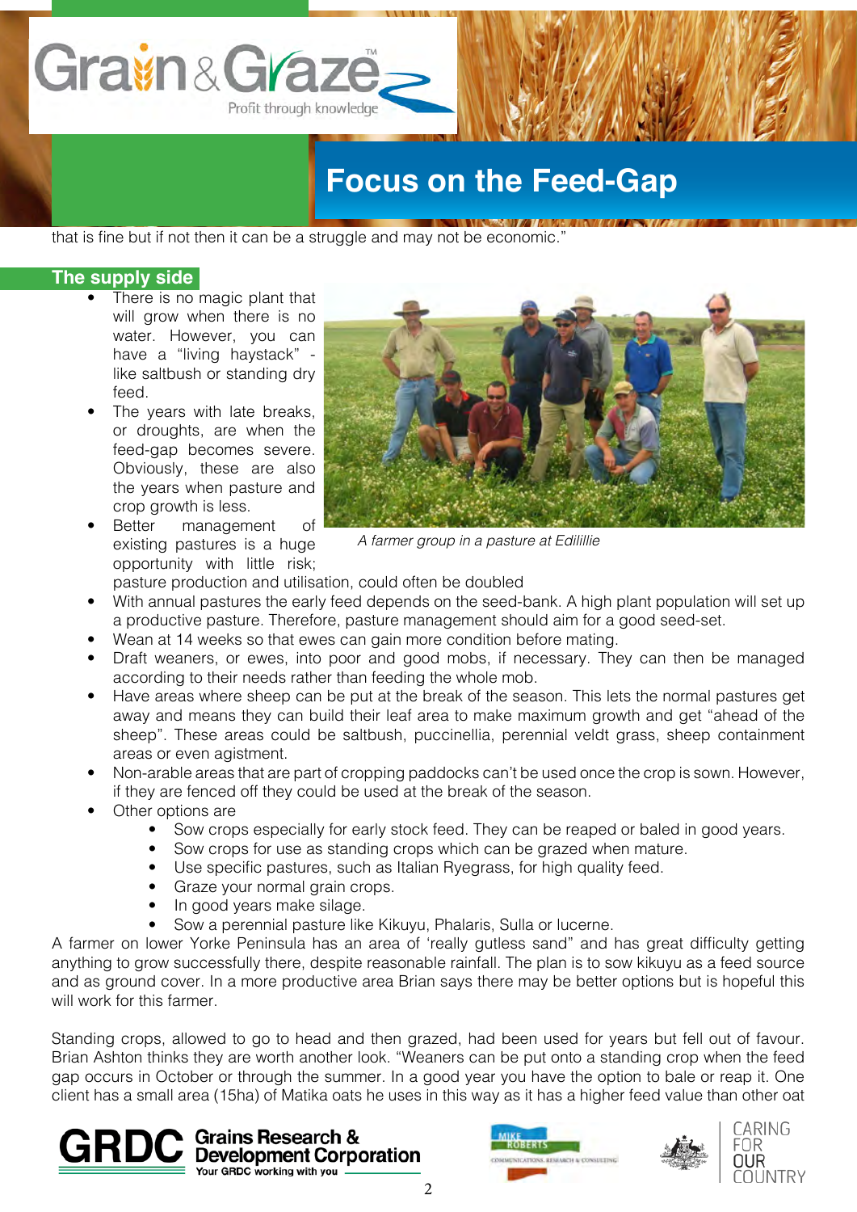that is fine but if not then it can be a struggle and may not be economic."

## The supply side

- There is no magic plant that will grow when there is no water. However, you can have a "living haystack" - like saltbush or standing dry feed.
- The years with late breaks, or droughts, are when the feed-gap becomes severe. Obviously, these are also the years when pasture and crop growth is less.
- Better management of existing pastures is a huge opportunity with little risk; pasture production and utilisation, could often be doubled
- With annual pastures the early feed depends on the seed-bank. A high plant population will set up a productive pasture. Therefore, pasture management should aim for a good seed-set.
- Wean at 14 weeks so that ewes can gain more condition before mating.
- Draft weaners, or ewes, into poor and good mobs, if necessary. They can then be managed according to their needs rather than feeding the whole mob.
- Have areas where sheep can be put at the break of the season. This lets the normal pastures get away and means they can build their leaf area to make maximum growth and get "ahead of the sheep". These areas could be saltbush, puccinellia, perennial veldt grass, sheep containment areas or even agistment.
- Non-arable areas that are part of cropping paddocks can't be used once the crop is sown. However, if they are fenced off they could be used at the break of the season.
- Other options are
  - Sow crops especially for early stock feed. They can be reaped or baled in good years.
  - Sow crops for use as standing crops which can be grazed when mature.
  - Use specific pastures, such as Italian Ryegrass, for high quality feed.
  - Graze your normal grain crops.
  - In good years make silage.
  - Sow a perennial pasture like Kikuyu, Phalaris, Sulla or lucerne.

*A farmer group in a pasture at Edillilie*

A farmer on lower Yorke Peninsula has an area of 'really gutless sand" and has great difficulty getting anything to grow successfully there, despite reasonable rainfall. The plan is to sow kikuyu as a feed source and as ground cover. In a more productive area Brian says there may be better options but is hopeful this will work for this farmer.

Standing crops, allowed to go to head and then grazed, had been used for years but fell out of favour. Brian Ashton thinks they are worth another look. "Weaners can be put onto a standing crop when the feed gap occurs in October or through the summer. In a good year you have the option to bale or reap it. One client has a small area (15ha) of Matika oats he uses in this way as it has a higher feed value than other oat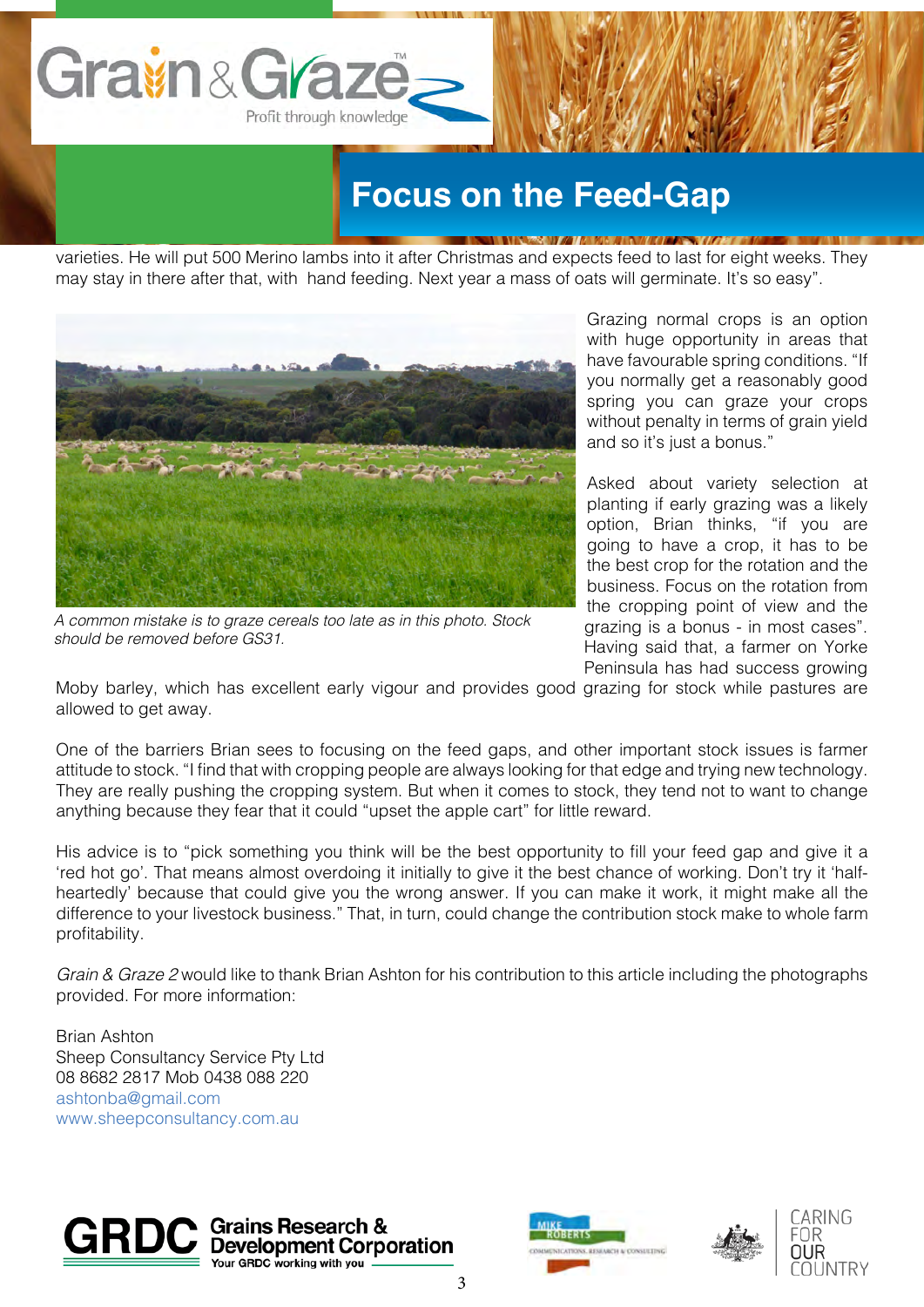# Focus on the Feed-Gap

varieties. He will put 500 Merino lambs into it after Christmas and expects feed to last for eight weeks. They may stay in there after that, with hand feeding. Next year a mass of oats will germinate. It's so easy".

*A common mistake is to graze cereals too late as in this photo. Stock should be removed before GS31.*

Grazing normal crops is an option with huge opportunity in areas that have favourable spring conditions. "If you normally get a reasonably good spring you can graze your crops without penalty in terms of grain yield and so it's just a bonus."

Asked about variety selection at planting if early grazing was a likely option, Brian thinks, "if you are going to have a crop, it has to be the best crop for the rotation and the business. Focus on the rotation from the cropping point of view and the grazing is a bonus - in most cases". Having said that, a farmer on Yorke Peninsula has had success growing Moby barley, which has excellent early vigour and provides good grazing for stock while pastures are allowed to get away.

One of the barriers Brian sees to focusing on the feed gaps, and other important stock issues is farmer attitude to stock. "I find that with cropping people are always looking for that edge and trying new technology. They are really pushing the cropping system. But when it comes to stock, they tend not to want to change anything because they fear that it could "upset the apple cart" for little reward.

His advice is to "pick something you think will be the best opportunity to fill your feed gap and give it a 'red hot go'. That means almost overdoing it initially to give it the best chance of working. Don't try it 'half-heartedly' because that could give you the wrong answer. If you can make it work, it might make all the difference to your livestock business." That, in turn, could change the contribution stock make to whole farm profitability.

*Grain & Graze 2* would like to thank Brian Ashton for his contribution to this article including the photographs provided. For more information:

Brian Ashton
Sheep Consultancy Service Pty Ltd
08 8682 2817 Mob 0438 088 220
ashtonba@gmail.com
www.sheepconsultancy.com.au